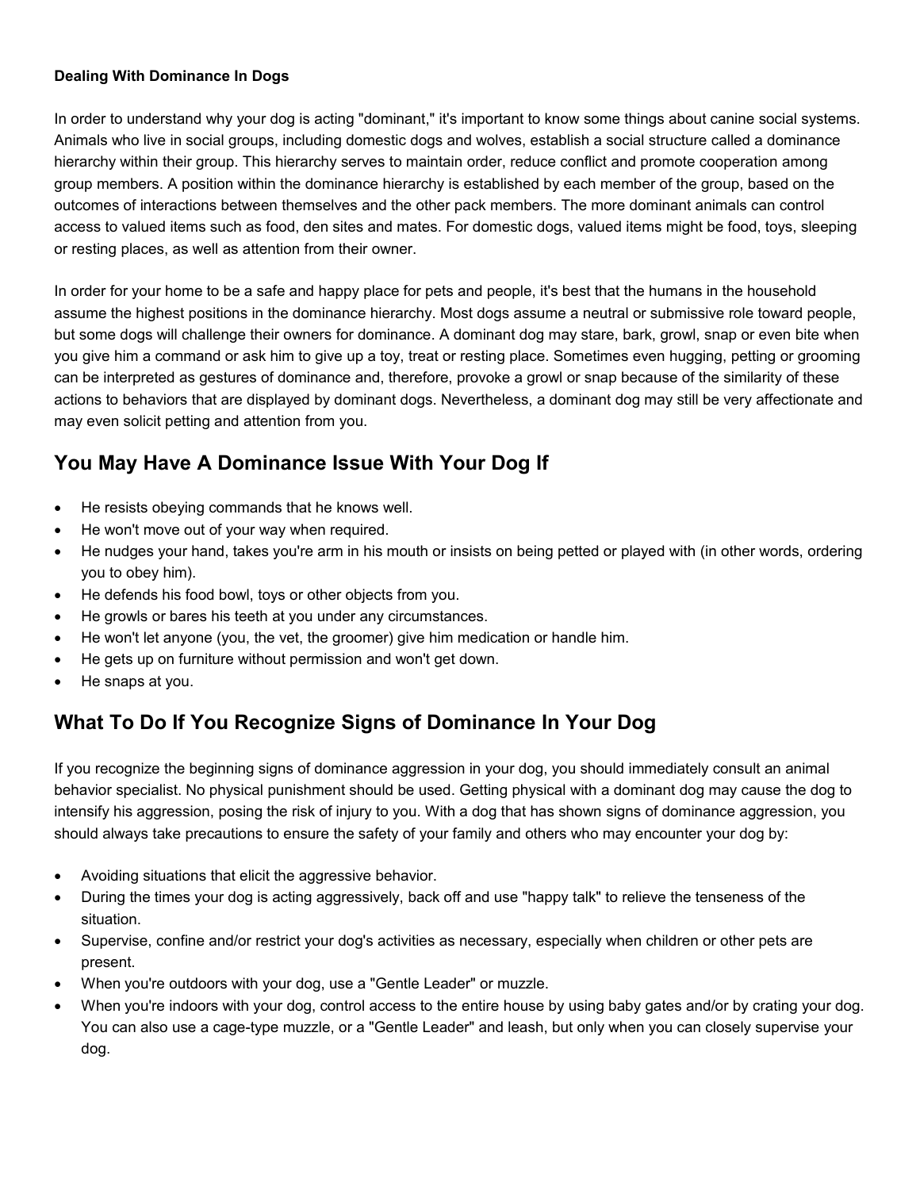**Dealing With Dominance In Dogs**

In order to understand why your dog is acting "dominant," it's important to know some things about canine social systems. Animals who live in social groups, including domestic dogs and wolves, establish a social structure called a dominance hierarchy within their group. This hierarchy serves to maintain order, reduce conflict and promote cooperation among group members. A position within the dominance hierarchy is established by each member of the group, based on the outcomes of interactions between themselves and the other pack members. The more dominant animals can control access to valued items such as food, den sites and mates. For domestic dogs, valued items might be food, toys, sleeping or resting places, as well as attention from their owner.

In order for your home to be a safe and happy place for pets and people, it's best that the humans in the household assume the highest positions in the dominance hierarchy. Most dogs assume a neutral or submissive role toward people, but some dogs will challenge their owners for dominance. A dominant dog may stare, bark, growl, snap or even bite when you give him a command or ask him to give up a toy, treat or resting place. Sometimes even hugging, petting or grooming can be interpreted as gestures of dominance and, therefore, provoke a growl or snap because of the similarity of these actions to behaviors that are displayed by dominant dogs. Nevertheless, a dominant dog may still be very affectionate and may even solicit petting and attention from you.

## You May Have A Dominance Issue With Your Dog If

- He resists obeying commands that he knows well.
- He won't move out of your way when required.
- He nudges your hand, takes you're arm in his mouth or insists on being petted or played with (in other words, ordering you to obey him).
- He defends his food bowl, toys or other objects from you.
- He growls or bares his teeth at you under any circumstances.
- He won't let anyone (you, the vet, the groomer) give him medication or handle him.
- He gets up on furniture without permission and won't get down.
- He snaps at you.

## What To Do If You Recognize Signs of Dominance In Your Dog

If you recognize the beginning signs of dominance aggression in your dog, you should immediately consult an animal behavior specialist. No physical punishment should be used. Getting physical with a dominant dog may cause the dog to intensify his aggression, posing the risk of injury to you. With a dog that has shown signs of dominance aggression, you should always take precautions to ensure the safety of your family and others who may encounter your dog by:

- Avoiding situations that elicit the aggressive behavior.
- During the times your dog is acting aggressively, back off and use "happy talk" to relieve the tenseness of the situation.
- Supervise, confine and/or restrict your dog's activities as necessary, especially when children or other pets are present.
- When you're outdoors with your dog, use a "Gentle Leader" or muzzle.
- When you're indoors with your dog, control access to the entire house by using baby gates and/or by crating your dog. You can also use a cage-type muzzle, or a "Gentle Leader" and leash, but only when you can closely supervise your dog.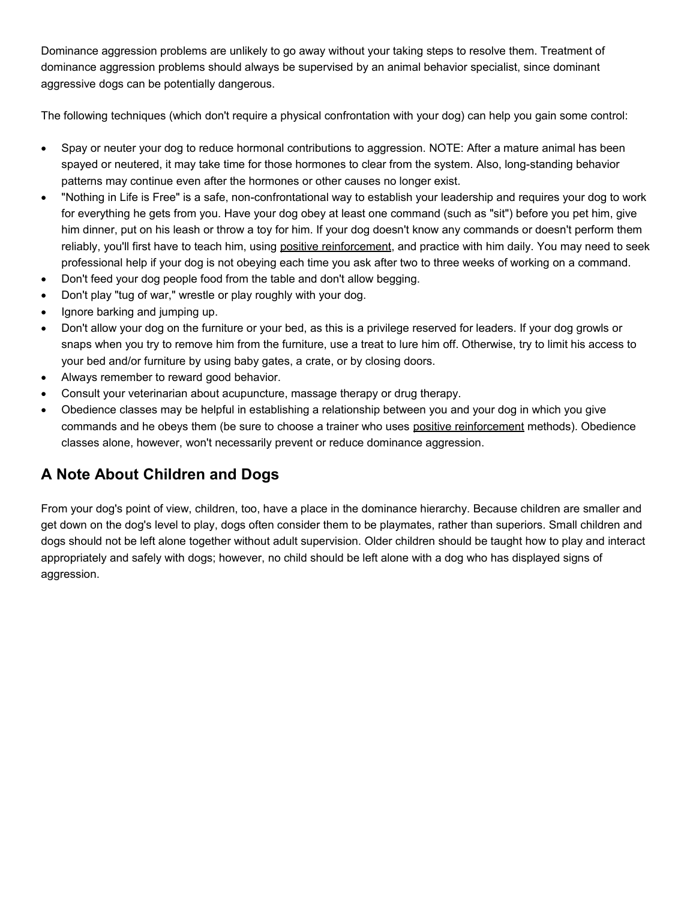Dominance aggression problems are unlikely to go away without your taking steps to resolve them. Treatment of dominance aggression problems should always be supervised by an animal behavior specialist, since dominant aggressive dogs can be potentially dangerous.

The following techniques (which don't require a physical confrontation with your dog) can help you gain some control:

- Spay or neuter your dog to reduce hormonal contributions to aggression. NOTE: After a mature animal has been spayed or neutered, it may take time for those hormones to clear from the system. Also, long-standing behavior patterns may continue even after the hormones or other causes no longer exist.
- "Nothing in Life is Free" is a safe, non-confrontational way to establish your leadership and requires your dog to work for everything he gets from you. Have your dog obey at least one command (such as "sit") before you pet him, give him dinner, put on his leash or throw a toy for him. If your dog doesn't know any commands or doesn't perform them reliably, you'll first have to teach him, using positive reinforcement, and practice with him daily. You may need to seek professional help if your dog is not obeying each time you ask after two to three weeks of working on a command.
- Don't feed your dog people food from the table and don't allow begging.
- Don't play "tug of war," wrestle or play roughly with your dog.
- Ignore barking and jumping up.
- Don't allow your dog on the furniture or your bed, as this is a privilege reserved for leaders. If your dog growls or snaps when you try to remove him from the furniture, use a treat to lure him off. Otherwise, try to limit his access to your bed and/or furniture by using baby gates, a crate, or by closing doors.
- Always remember to reward good behavior.
- Consult your veterinarian about acupuncture, massage therapy or drug therapy.
- Obedience classes may be helpful in establishing a relationship between you and your dog in which you give commands and he obeys them (be sure to choose a trainer who uses positive reinforcement methods). Obedience classes alone, however, won't necessarily prevent or reduce dominance aggression.

## A Note About Children and Dogs

From your dog's point of view, children, too, have a place in the dominance hierarchy. Because children are smaller and get down on the dog's level to play, dogs often consider them to be playmates, rather than superiors. Small children and dogs should not be left alone together without adult supervision. Older children should be taught how to play and interact appropriately and safely with dogs; however, no child should be left alone with a dog who has displayed signs of aggression.